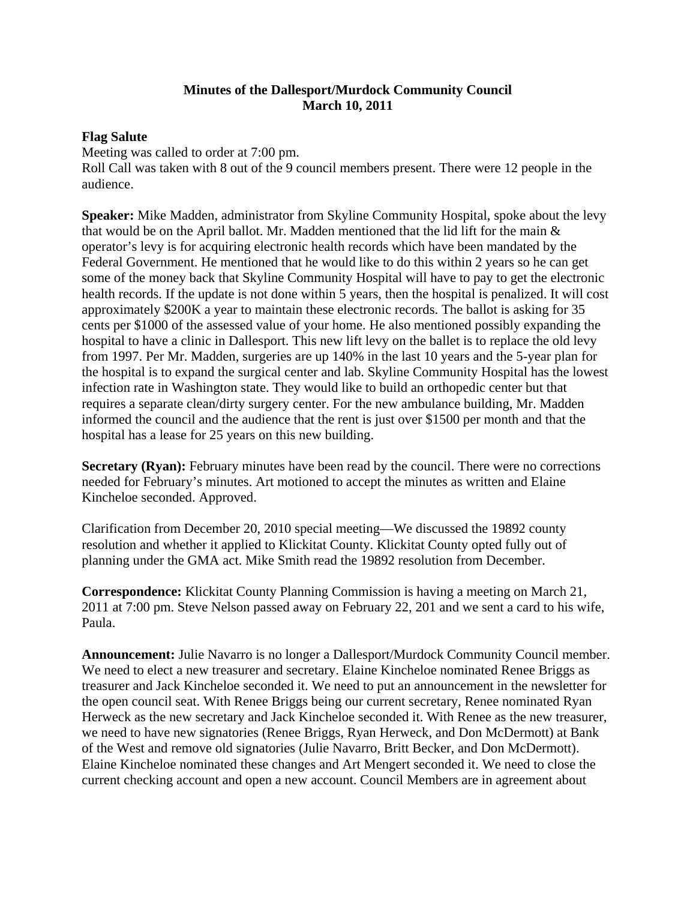# Minutes of the Dallesport/Murdock Community Council
## March 10, 2011

**Flag Salute**

Meeting was called to order at 7:00 pm.
Roll Call was taken with 8 out of the 9 council members present. There were 12 people in the audience.

**Speaker:** Mike Madden, administrator from Skyline Community Hospital, spoke about the levy that would be on the April ballot. Mr. Madden mentioned that the lid lift for the main & operator's levy is for acquiring electronic health records which have been mandated by the Federal Government. He mentioned that he would like to do this within 2 years so he can get some of the money back that Skyline Community Hospital will have to pay to get the electronic health records. If the update is not done within 5 years, then the hospital is penalized. It will cost approximately $200K a year to maintain these electronic records. The ballot is asking for 35 cents per $1000 of the assessed value of your home. He also mentioned possibly expanding the hospital to have a clinic in Dallesport. This new lift levy on the ballet is to replace the old levy from 1997. Per Mr. Madden, surgeries are up 140% in the last 10 years and the 5-year plan for the hospital is to expand the surgical center and lab. Skyline Community Hospital has the lowest infection rate in Washington state. They would like to build an orthopedic center but that requires a separate clean/dirty surgery center. For the new ambulance building, Mr. Madden informed the council and the audience that the rent is just over $1500 per month and that the hospital has a lease for 25 years on this new building.

**Secretary (Ryan):** February minutes have been read by the council. There were no corrections needed for February's minutes. Art motioned to accept the minutes as written and Elaine Kincheloe seconded. Approved.

Clarification from December 20, 2010 special meeting—We discussed the 19892 county resolution and whether it applied to Klickitat County. Klickitat County opted fully out of planning under the GMA act. Mike Smith read the 19892 resolution from December.

**Correspondence:** Klickitat County Planning Commission is having a meeting on March 21, 2011 at 7:00 pm. Steve Nelson passed away on February 22, 201 and we sent a card to his wife, Paula.

**Announcement:** Julie Navarro is no longer a Dallesport/Murdock Community Council member. We need to elect a new treasurer and secretary. Elaine Kincheloe nominated Renee Briggs as treasurer and Jack Kincheloe seconded it. We need to put an announcement in the newsletter for the open council seat. With Renee Briggs being our current secretary, Renee nominated Ryan Herweck as the new secretary and Jack Kincheloe seconded it. With Renee as the new treasurer, we need to have new signatories (Renee Briggs, Ryan Herweck, and Don McDermott) at Bank of the West and remove old signatories (Julie Navarro, Britt Becker, and Don McDermott). Elaine Kincheloe nominated these changes and Art Mengert seconded it. We need to close the current checking account and open a new account. Council Members are in agreement about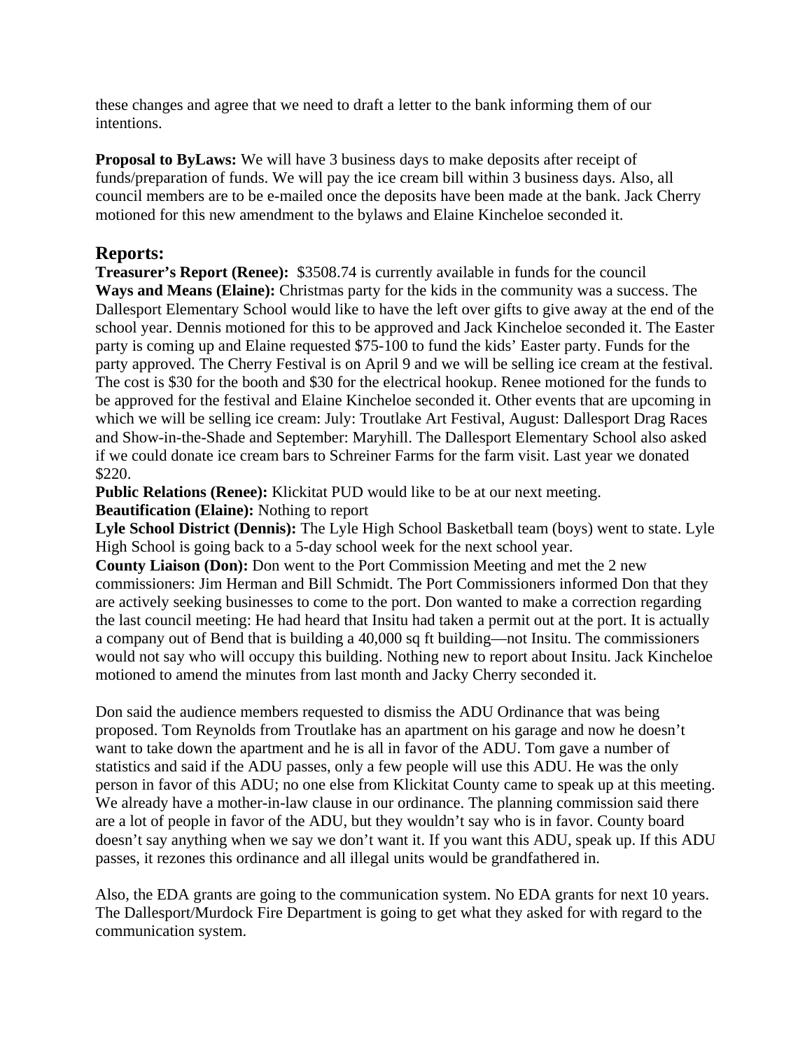these changes and agree that we need to draft a letter to the bank informing them of our intentions.

**Proposal to ByLaws:** We will have 3 business days to make deposits after receipt of funds/preparation of funds. We will pay the ice cream bill within 3 business days. Also, all council members are to be e-mailed once the deposits have been made at the bank. Jack Cherry motioned for this new amendment to the bylaws and Elaine Kincheloe seconded it.

## Reports:

**Treasurer's Report (Renee):** $3508.74 is currently available in funds for the council
**Ways and Means (Elaine):** Christmas party for the kids in the community was a success. The Dallesport Elementary School would like to have the left over gifts to give away at the end of the school year. Dennis motioned for this to be approved and Jack Kincheloe seconded it. The Easter party is coming up and Elaine requested $75-100 to fund the kids' Easter party. Funds for the party approved. The Cherry Festival is on April 9 and we will be selling ice cream at the festival. The cost is $30 for the booth and $30 for the electrical hookup. Renee motioned for the funds to be approved for the festival and Elaine Kincheloe seconded it. Other events that are upcoming in which we will be selling ice cream: July: Troutlake Art Festival, August: Dallesport Drag Races and Show-in-the-Shade and September: Maryhill. The Dallesport Elementary School also asked if we could donate ice cream bars to Schreiner Farms for the farm visit. Last year we donated $220.
**Public Relations (Renee):** Klickitat PUD would like to be at our next meeting.
**Beautification (Elaine):** Nothing to report
**Lyle School District (Dennis):** The Lyle High School Basketball team (boys) went to state. Lyle High School is going back to a 5-day school week for the next school year.
**County Liaison (Don):** Don went to the Port Commission Meeting and met the 2 new commissioners: Jim Herman and Bill Schmidt. The Port Commissioners informed Don that they are actively seeking businesses to come to the port. Don wanted to make a correction regarding the last council meeting: He had heard that Insitu had taken a permit out at the port. It is actually a company out of Bend that is building a 40,000 sq ft building—not Insitu. The commissioners would not say who will occupy this building. Nothing new to report about Insitu. Jack Kincheloe motioned to amend the minutes from last month and Jacky Cherry seconded it.

Don said the audience members requested to dismiss the ADU Ordinance that was being proposed. Tom Reynolds from Troutlake has an apartment on his garage and now he doesn't want to take down the apartment and he is all in favor of the ADU. Tom gave a number of statistics and said if the ADU passes, only a few people will use this ADU. He was the only person in favor of this ADU; no one else from Klickitat County came to speak up at this meeting. We already have a mother-in-law clause in our ordinance. The planning commission said there are a lot of people in favor of the ADU, but they wouldn't say who is in favor. County board doesn't say anything when we say we don't want it. If you want this ADU, speak up. If this ADU passes, it rezones this ordinance and all illegal units would be grandfathered in.

Also, the EDA grants are going to the communication system. No EDA grants for next 10 years. The Dallesport/Murdock Fire Department is going to get what they asked for with regard to the communication system.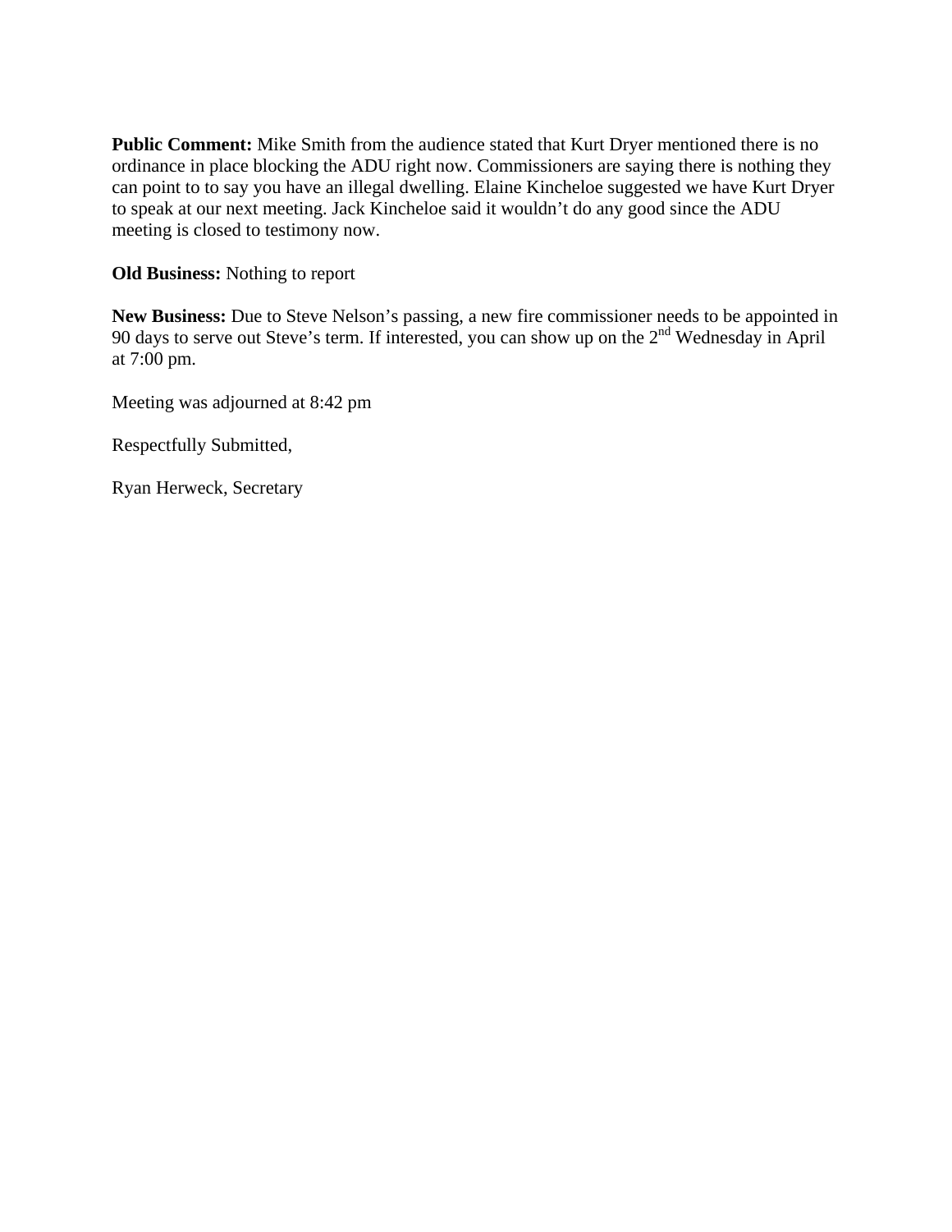**Public Comment:** Mike Smith from the audience stated that Kurt Dryer mentioned there is no ordinance in place blocking the ADU right now. Commissioners are saying there is nothing they can point to to say you have an illegal dwelling. Elaine Kincheloe suggested we have Kurt Dryer to speak at our next meeting. Jack Kincheloe said it wouldn't do any good since the ADU meeting is closed to testimony now.

**Old Business:** Nothing to report

**New Business:** Due to Steve Nelson's passing, a new fire commissioner needs to be appointed in 90 days to serve out Steve's term. If interested, you can show up on the 2nd Wednesday in April at 7:00 pm.

Meeting was adjourned at 8:42 pm

Respectfully Submitted,

Ryan Herweck, Secretary